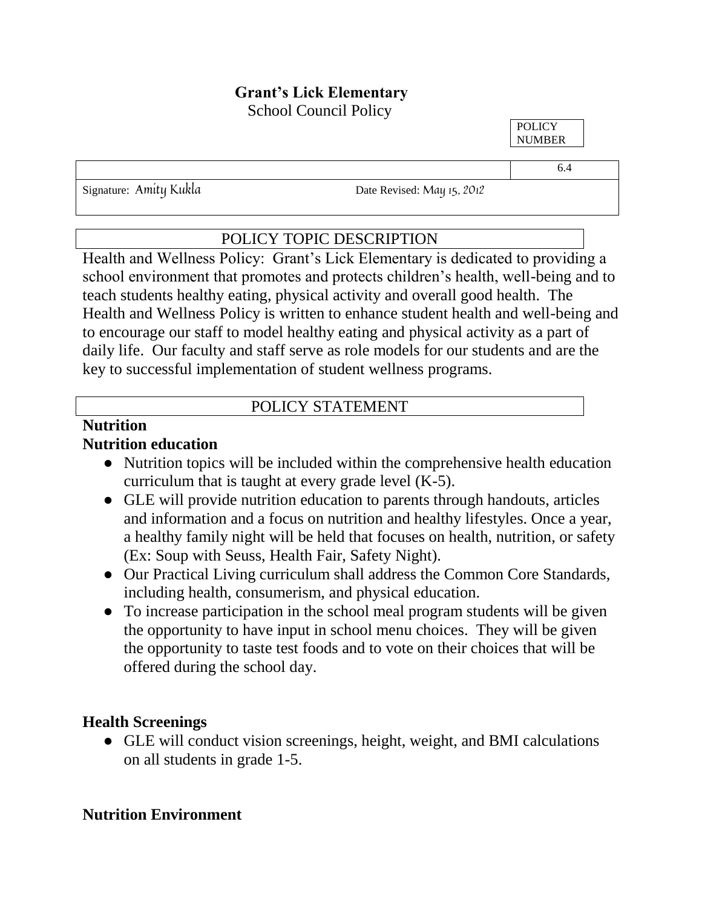# Grant's Lick Elementary

School Council Policy

| | POLICY NUMBER |
|---|---|
| | 6.4 |
| Signature: Amity Kukla          Date Revised: May 15, 2012 | |

## POLICY TOPIC DESCRIPTION

Health and Wellness Policy: Grant's Lick Elementary is dedicated to providing a school environment that promotes and protects children's health, well-being and to teach students healthy eating, physical activity and overall good health. The Health and Wellness Policy is written to enhance student health and well-being and to encourage our staff to model healthy eating and physical activity as a part of daily life. Our faculty and staff serve as role models for our students and are the key to successful implementation of student wellness programs.

## POLICY STATEMENT

### Nutrition

### Nutrition education

- Nutrition topics will be included within the comprehensive health education curriculum that is taught at every grade level (K-5).
- GLE will provide nutrition education to parents through handouts, articles and information and a focus on nutrition and healthy lifestyles. Once a year, a healthy family night will be held that focuses on health, nutrition, or safety (Ex: Soup with Seuss, Health Fair, Safety Night).
- Our Practical Living curriculum shall address the Common Core Standards, including health, consumerism, and physical education.
- To increase participation in the school meal program students will be given the opportunity to have input in school menu choices. They will be given the opportunity to taste test foods and to vote on their choices that will be offered during the school day.

### Health Screenings

- GLE will conduct vision screenings, height, weight, and BMI calculations on all students in grade 1-5.

### Nutrition Environment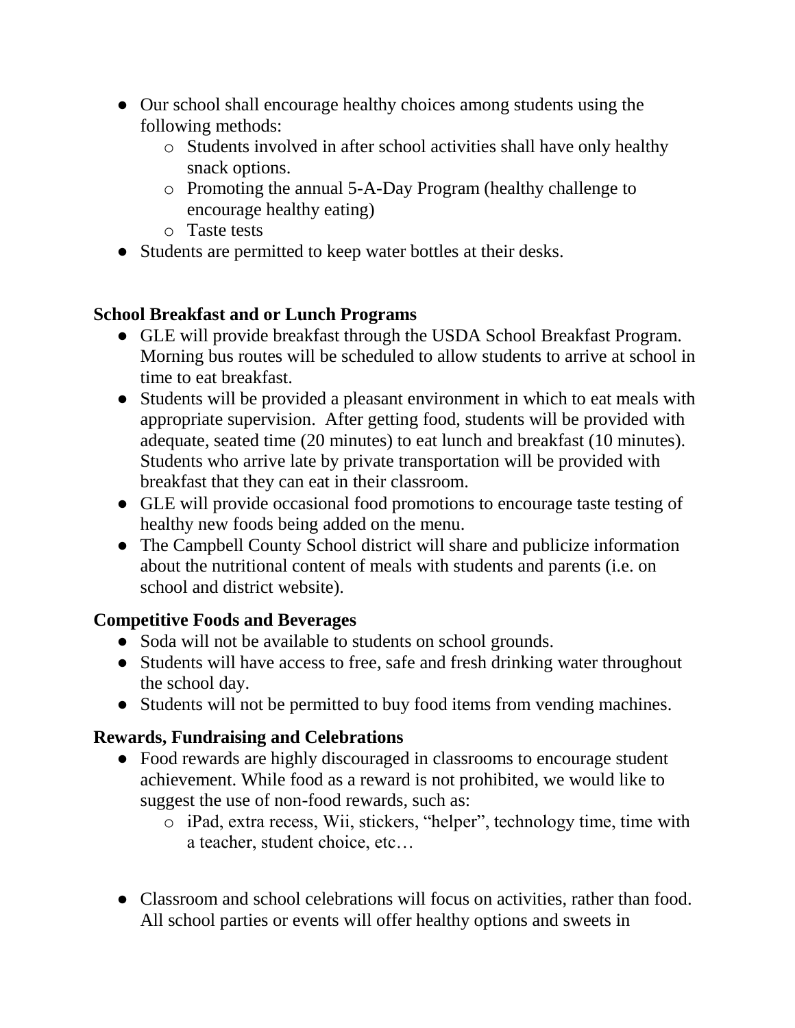- Our school shall encourage healthy choices among students using the following methods:
  - Students involved in after school activities shall have only healthy snack options.
  - Promoting the annual 5-A-Day Program (healthy challenge to encourage healthy eating)
  - Taste tests
- Students are permitted to keep water bottles at their desks.

### School Breakfast and or Lunch Programs

- GLE will provide breakfast through the USDA School Breakfast Program. Morning bus routes will be scheduled to allow students to arrive at school in time to eat breakfast.
- Students will be provided a pleasant environment in which to eat meals with appropriate supervision. After getting food, students will be provided with adequate, seated time (20 minutes) to eat lunch and breakfast (10 minutes). Students who arrive late by private transportation will be provided with breakfast that they can eat in their classroom.
- GLE will provide occasional food promotions to encourage taste testing of healthy new foods being added on the menu.
- The Campbell County School district will share and publicize information about the nutritional content of meals with students and parents (i.e. on school and district website).

### Competitive Foods and Beverages

- Soda will not be available to students on school grounds.
- Students will have access to free, safe and fresh drinking water throughout the school day.
- Students will not be permitted to buy food items from vending machines.

### Rewards, Fundraising and Celebrations

- Food rewards are highly discouraged in classrooms to encourage student achievement. While food as a reward is not prohibited, we would like to suggest the use of non-food rewards, such as:
  - iPad, extra recess, Wii, stickers, "helper", technology time, time with a teacher, student choice, etc…

- Classroom and school celebrations will focus on activities, rather than food. All school parties or events will offer healthy options and sweets in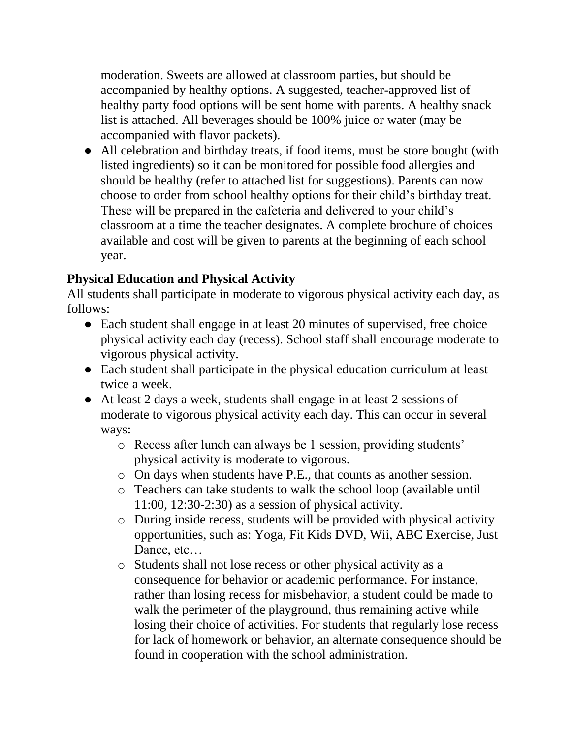moderation. Sweets are allowed at classroom parties, but should be accompanied by healthy options. A suggested, teacher-approved list of healthy party food options will be sent home with parents. A healthy snack list is attached. All beverages should be 100% juice or water (may be accompanied with flavor packets).

- All celebration and birthday treats, if food items, must be store bought (with listed ingredients) so it can be monitored for possible food allergies and should be healthy (refer to attached list for suggestions). Parents can now choose to order from school healthy options for their child's birthday treat. These will be prepared in the cafeteria and delivered to your child's classroom at a time the teacher designates. A complete brochure of choices available and cost will be given to parents at the beginning of each school year.

### Physical Education and Physical Activity

All students shall participate in moderate to vigorous physical activity each day, as follows:

- Each student shall engage in at least 20 minutes of supervised, free choice physical activity each day (recess). School staff shall encourage moderate to vigorous physical activity.
- Each student shall participate in the physical education curriculum at least twice a week.
- At least 2 days a week, students shall engage in at least 2 sessions of moderate to vigorous physical activity each day. This can occur in several ways:
    - Recess after lunch can always be 1 session, providing students' physical activity is moderate to vigorous.
    - On days when students have P.E., that counts as another session.
    - Teachers can take students to walk the school loop (available until 11:00, 12:30-2:30) as a session of physical activity.
    - During inside recess, students will be provided with physical activity opportunities, such as: Yoga, Fit Kids DVD, Wii, ABC Exercise, Just Dance, etc…
    - Students shall not lose recess or other physical activity as a consequence for behavior or academic performance. For instance, rather than losing recess for misbehavior, a student could be made to walk the perimeter of the playground, thus remaining active while losing their choice of activities. For students that regularly lose recess for lack of homework or behavior, an alternate consequence should be found in cooperation with the school administration.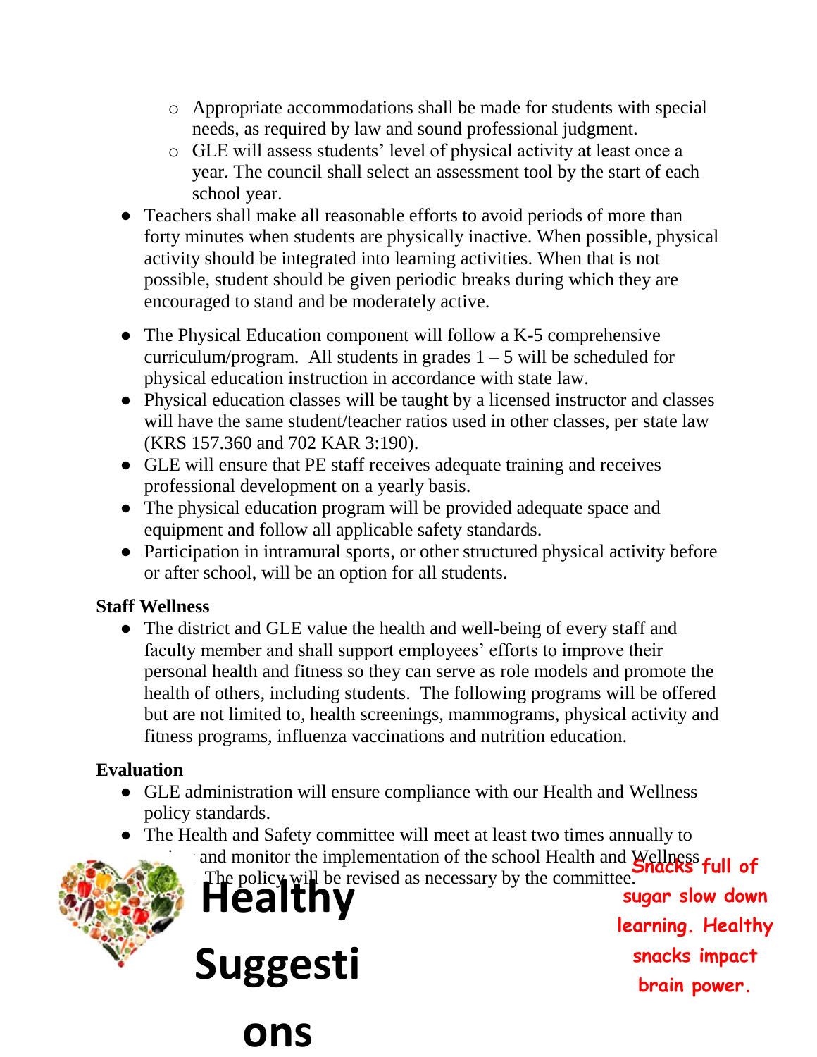- Appropriate accommodations shall be made for students with special needs, as required by law and sound professional judgment.
  - GLE will assess students' level of physical activity at least once a year. The council shall select an assessment tool by the start of each school year.
- Teachers shall make all reasonable efforts to avoid periods of more than forty minutes when students are physically inactive. When possible, physical activity should be integrated into learning activities. When that is not possible, student should be given periodic breaks during which they are encouraged to stand and be moderately active.
- The Physical Education component will follow a K-5 comprehensive curriculum/program. All students in grades 1 – 5 will be scheduled for physical education instruction in accordance with state law.
- Physical education classes will be taught by a licensed instructor and classes will have the same student/teacher ratios used in other classes, per state law (KRS 157.360 and 702 KAR 3:190).
- GLE will ensure that PE staff receives adequate training and receives professional development on a yearly basis.
- The physical education program will be provided adequate space and equipment and follow all applicable safety standards.
- Participation in intramural sports, or other structured physical activity before or after school, will be an option for all students.

**Staff Wellness**

- The district and GLE value the health and well-being of every staff and faculty member and shall support employees' efforts to improve their personal health and fitness so they can serve as role models and promote the health of others, including students. The following programs will be offered but are not limited to, health screenings, mammograms, physical activity and fitness programs, influenza vaccinations and nutrition education.

**Evaluation**

- GLE administration will ensure compliance with our Health and Wellness policy standards.
- The Health and Safety committee will meet at least two times annually to ... and monitor the implementation of the school Health and Wellness ... The policy will be revised as necessary by the committee.

# Healthy Suggestions

Snacks full of sugar slow down learning. Healthy snacks impact brain power.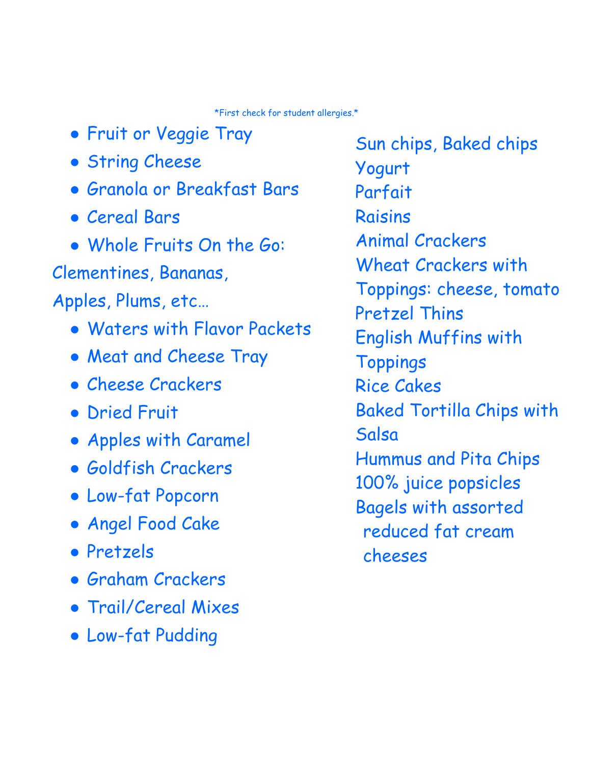*First check for student allergies.*

- Fruit or Veggie Tray
- String Cheese
- Granola or Breakfast Bars
- Cereal Bars
- Whole Fruits On the Go:

Clementines, Bananas, Apples, Plums, etc…

- Waters with Flavor Packets
- Meat and Cheese Tray
- Cheese Crackers
- Dried Fruit
- Apples with Caramel
- Goldfish Crackers
- Low-fat Popcorn
- Angel Food Cake
- Pretzels
- Graham Crackers
- Trail/Cereal Mixes
- Low-fat Pudding

Sun chips, Baked chips
Yogurt
Parfait
Raisins
Animal Crackers
Wheat Crackers with Toppings: cheese, tomato
Pretzel Thins
English Muffins with Toppings
Rice Cakes
Baked Tortilla Chips with Salsa
Hummus and Pita Chips
100% juice popsicles
Bagels with assorted reduced fat cream cheeses